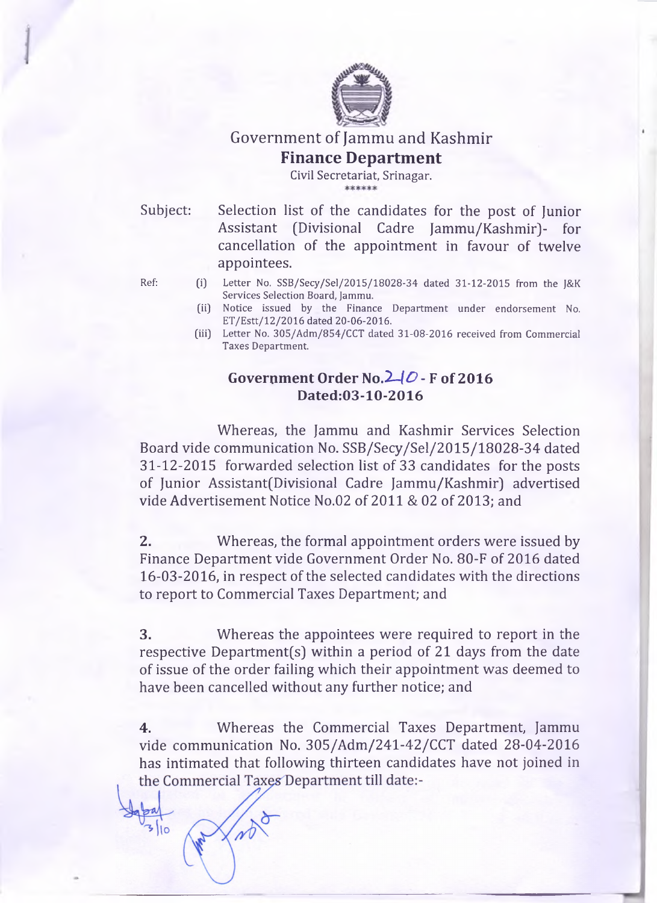# Government of Jammu and Kashmir

## Finance Department

Civil Secretariat, Srinagar.

\*\*\*\*\*\*

Subject: Selection list of the candidates for the post of Junior Assistant (Divisional Cadre Jammu/Kashmir)- for cancellation of the appointment in favour of twelve appointees.

Ref:
- (i) Letter No. SSB/Secy/Sel/2015/18028-34 dated 31-12-2015 from the J&K Services Selection Board, Jammu.
- (ii) Notice issued by the Finance Department under endorsement No. ET/Estt/12/2016 dated 20-06-2016.
- (iii) Letter No. 305/Adm/854/CCT dated 31-08-2016 received from Commercial Taxes Department.

**Government Order No.210 - F of 2016**
**Dated:03-10-2016**

Whereas, the Jammu and Kashmir Services Selection Board vide communication No. SSB/Secy/Sel/2015/18028-34 dated 31-12-2015 forwarded selection list of 33 candidates for the posts of Junior Assistant(Divisional Cadre Jammu/Kashmir) advertised vide Advertisement Notice No.02 of 2011 & 02 of 2013; and

**2.** Whereas, the formal appointment orders were issued by Finance Department vide Government Order No. 80-F of 2016 dated 16-03-2016, in respect of the selected candidates with the directions to report to Commercial Taxes Department; and

**3.** Whereas the appointees were required to report in the respective Department(s) within a period of 21 days from the date of issue of the order failing which their appointment was deemed to have been cancelled without any further notice; and

**4.** Whereas the Commercial Taxes Department, Jammu vide communication No. 305/Adm/241-42/CCT dated 28-04-2016 has intimated that following thirteen candidates have not joined in the Commercial Taxes Department till date:-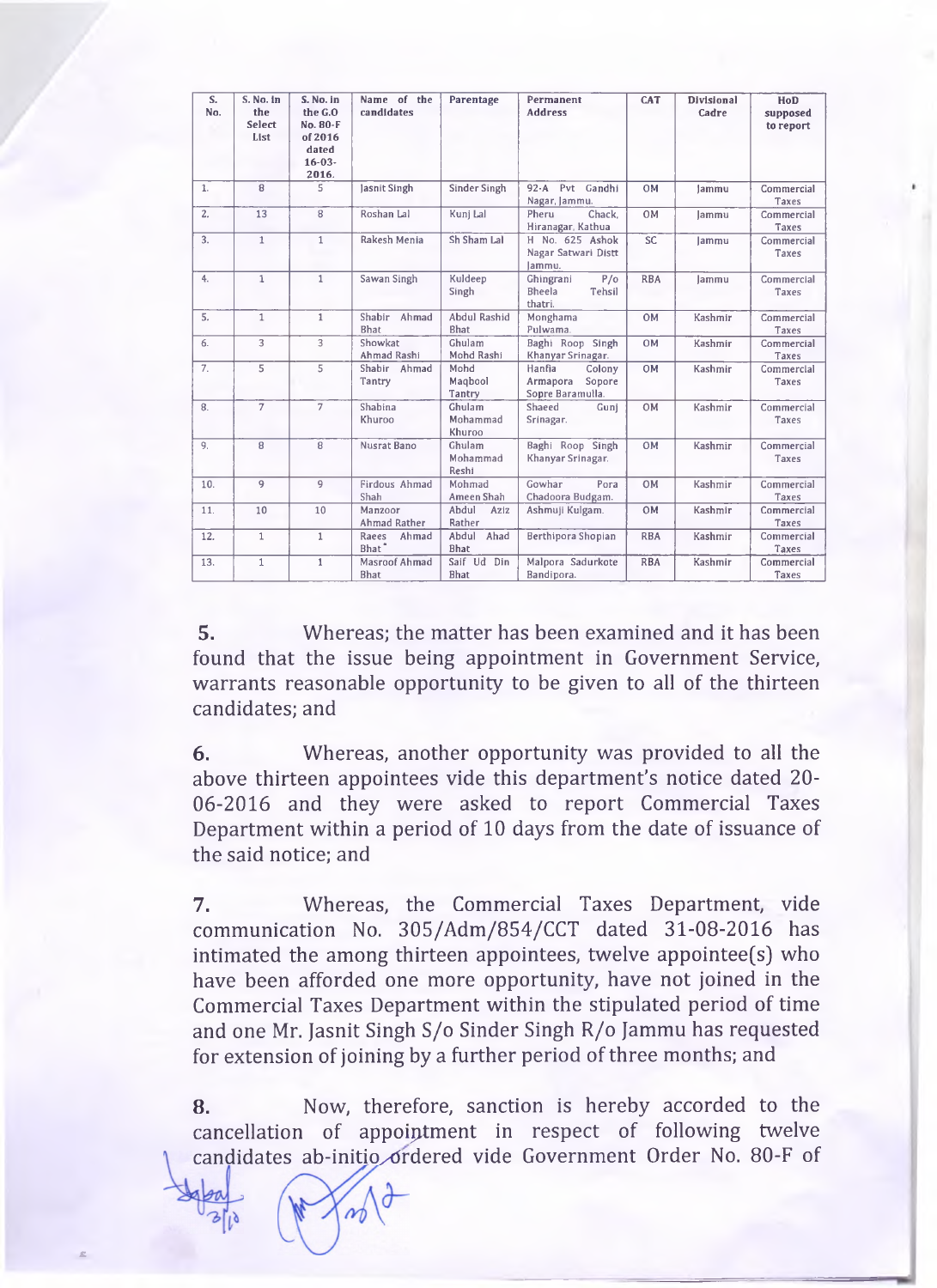| S. No. | S. No. in the Select List | S. No. in the G.O No. 80-F of 2016 dated 16-03-2016. | Name of the candidates | Parentage | Permanent Address | CAT | Divisional Cadre | HoD supposed to report |
|---|---|---|---|---|---|---|---|---|
| 1. | 8 | 5 | Jasnit Singh | Sinder Singh | 92-A Pvt Gandhi Nagar, Jammu. | OM | Jammu | Commercial Taxes |
| 2. | 13 | 8 | Roshan Lal | Kunj Lal | Pheru Chack, Hiranagar, Kathua | OM | Jammu | Commercial Taxes |
| 3. | 1 | 1 | Rakesh Menia | Sh Sham Lal | H No. 625 Ashok Nagar Satwari Distt Jammu. | SC | Jammu | Commercial Taxes |
| 4. | 1 | 1 | Sawan Singh | Kuldeep Singh | Ghingrani P/o Bheela Tehsil thatri. | RBA | Jammu | Commercial Taxes |
| 5. | 1 | 1 | Shabir Ahmad Bhat | Abdul Rashid Bhat | Monghama Pulwama. | OM | Kashmir | Commercial Taxes |
| 6. | 3 | 3 | Showkat Ahmad Rashi | Ghulam Mohd Rashi | Baghi Roop Singh Khanyar Srinagar. | OM | Kashmir | Commercial Taxes |
| 7. | 5 | 5 | Shabir Ahmad Tantry | Mohd Maqbool Tantry | Hanfia Colony Armapora Sopore Sopre Baramulla. | OM | Kashmir | Commercial Taxes |
| 8. | 7 | 7 | Shabina Khuroo | Ghulam Mohammad Khuroo | Shaeed Gunj Srinagar. | OM | Kashmir | Commercial Taxes |
| 9. | 8 | 8 | Nusrat Bano | Ghulam Mohammad Reshi | Baghi Roop Singh Khanyar Srinagar. | OM | Kashmir | Commercial Taxes |
| 10. | 9 | 9 | Firdous Ahmad Shah | Mohmad Ameen Shah | Gowhar Pora Chadoora Budgam. | OM | Kashmir | Commercial Taxes |
| 11. | 10 | 10 | Manzoor Ahmad Rather | Abdul Aziz Rather | Ashmuji Kulgam. | OM | Kashmir | Commercial Taxes |
| 12. | 1 | 1 | Raees Ahmad Bhat | Abdul Ahad Bhat | Berthipora Shopian | RBA | Kashmir | Commercial Taxes |
| 13. | 1 | 1 | Masroof Ahmad Bhat | Saif Ud Din Bhat | Malpora Sadurkote Bandipora. | RBA | Kashmir | Commercial Taxes |

**5.** Whereas; the matter has been examined and it has been found that the issue being appointment in Government Service, warrants reasonable opportunity to be given to all of the thirteen candidates; and

**6.** Whereas, another opportunity was provided to all the above thirteen appointees vide this department's notice dated 20-06-2016 and they were asked to report Commercial Taxes Department within a period of 10 days from the date of issuance of the said notice; and

**7.** Whereas, the Commercial Taxes Department, vide communication No. 305/Adm/854/CCT dated 31-08-2016 has intimated the among thirteen appointees, twelve appointee(s) who have been afforded one more opportunity, have not joined in the Commercial Taxes Department within the stipulated period of time and one Mr. Jasnit Singh S/o Sinder Singh R/o Jammu has requested for extension of joining by a further period of three months; and

**8.** Now, therefore, sanction is hereby accorded to the cancellation of appointment in respect of following twelve candidates ab-initio ordered vide Government Order No. 80-F of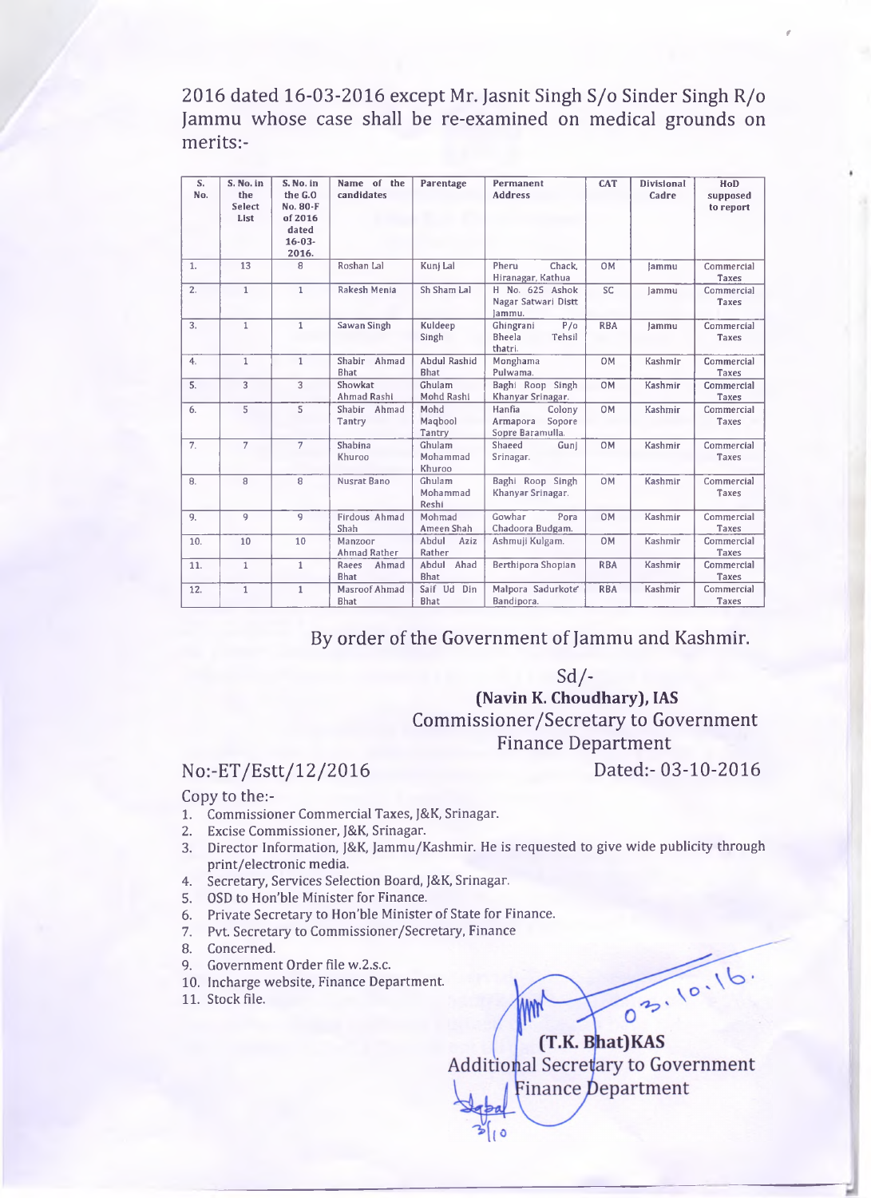2016 dated 16-03-2016 except Mr. Jasnit Singh S/o Sinder Singh R/o Jammu whose case shall be re-examined on medical grounds on merits:-

| S. No. | S. No. in the Select List | S. No. in the G.O No. 80-F of 2016 dated 16-03-2016. | Name of the candidates | Parentage | Permanent Address | CAT | Divisional Cadre | HoD supposed to report |
|---|---|---|---|---|---|---|---|---|
| 1. | 13 | 8 | Roshan Lal | Kunj Lal | Pheru Chack, Hiranagar, Kathua | OM | Jammu | Commercial Taxes |
| 2. | 1 | 1 | Rakesh Menia | Sh Sham Lal | H No. 625 Ashok Nagar Satwari Distt Jammu. | SC | Jammu | Commercial Taxes |
| 3. | 1 | 1 | Sawan Singh | Kuldeep Singh | Ghingrani P/o Bheela Tehsil thatri. | RBA | Jammu | Commercial Taxes |
| 4. | 1 | 1 | Shabir Ahmad Bhat | Abdul Rashid Bhat | Monghama Pulwama. | OM | Kashmir | Commercial Taxes |
| 5. | 3 | 3 | Showkat Ahmad Rashi | Ghulam Mohd Rashi | Baghi Roop Singh Khanyar Srinagar. | OM | Kashmir | Commercial Taxes |
| 6. | 5 | 5 | Shabir Ahmad Tantry | Mohd Maqbool Tantry | Hanfia Colony Armapora Sopore Sopre Baramulla. | OM | Kashmir | Commercial Taxes |
| 7. | 7 | 7 | Shabina Khuroo | Ghulam Mohammad Khuroo | Shaeed Gunj Srinagar. | OM | Kashmir | Commercial Taxes |
| 8. | 8 | 8 | Nusrat Bano | Ghulam Mohammad Reshi | Baghi Roop Singh Khanyar Srinagar. | OM | Kashmir | Commercial Taxes |
| 9. | 9 | 9 | Firdous Ahmad Shah | Mohmad Ameen Shah | Gowhar Pora Chadoora Budgam. | OM | Kashmir | Commercial Taxes |
| 10. | 10 | 10 | Manzoor Ahmad Rather | Abdul Aziz Rather | Ashmuji Kulgam. | OM | Kashmir | Commercial Taxes |
| 11. | 1 | 1 | Raees Ahmad Bhat | Abdul Ahad Bhat | Berthipora Shopian | RBA | Kashmir | Commercial Taxes |
| 12. | 1 | 1 | Masroof Ahmad Bhat | Saif Ud Din Bhat | Malpora Sadurkote Bandipora. | RBA | Kashmir | Commercial Taxes |

By order of the Government of Jammu and Kashmir.

Sd/-

**(Navin K. Choudhary), IAS**
Commissioner/Secretary to Government
Finance Department

No:-ET/Estt/12/2016 Dated:- 03-10-2016

Copy to the:-

1. Commissioner Commercial Taxes, J&K, Srinagar.
2. Excise Commissioner, J&K, Srinagar.
3. Director Information, J&K, Jammu/Kashmir. He is requested to give wide publicity through print/electronic media.
4. Secretary, Services Selection Board, J&K, Srinagar.
5. OSD to Hon'ble Minister for Finance.
6. Private Secretary to Hon'ble Minister of State for Finance.
7. Pvt. Secretary to Commissioner/Secretary, Finance
8. Concerned.
9. Government Order file w.2.s.c.
10. Incharge website, Finance Department.
11. Stock file.

03.10.16.

**(T.K. Bhat)KAS**
Additional Secretary to Government
Finance Department